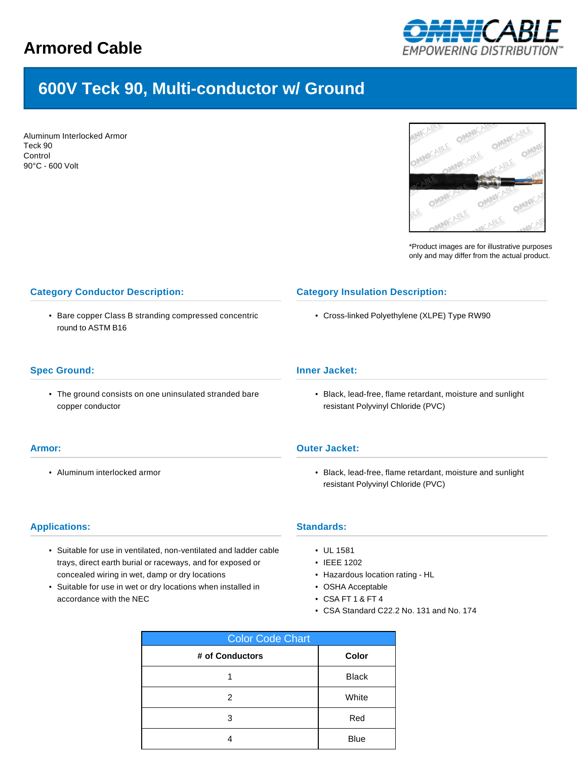# Armored Cable

OMNICABLE
EMPOWERING DISTRIBUTION™

## 600V Teck 90, Multi-conductor w/ Ground

Aluminum Interlocked Armor
Teck 90
Control
90°C - 600 Volt

*Product images are for illustrative purposes only and may differ from the actual product.

### Category Conductor Description:

- Bare copper Class B stranding compressed concentric round to ASTM B16

### Category Insulation Description:

- Cross-linked Polyethylene (XLPE) Type RW90

### Spec Ground:

- The ground consists on one uninsulated stranded bare copper conductor

### Inner Jacket:

- Black, lead-free, flame retardant, moisture and sunlight resistant Polyvinyl Chloride (PVC)

### Armor:

- Aluminum interlocked armor

### Outer Jacket:

- Black, lead-free, flame retardant, moisture and sunlight resistant Polyvinyl Chloride (PVC)

### Applications:

- Suitable for use in ventilated, non-ventilated and ladder cable trays, direct earth burial or raceways, and for exposed or concealed wiring in wet, damp or dry locations
- Suitable for use in wet or dry locations when installed in accordance with the NEC

### Standards:

- UL 1581
- IEEE 1202
- Hazardous location rating - HL
- OSHA Acceptable
- CSA FT 1 & FT 4
- CSA Standard C22.2 No. 131 and No. 174

| Color Code Chart | |
| --- | --- |
| **# of Conductors** | **Color** |
| 1 | Black |
| 2 | White |
| 3 | Red |
| 4 | Blue |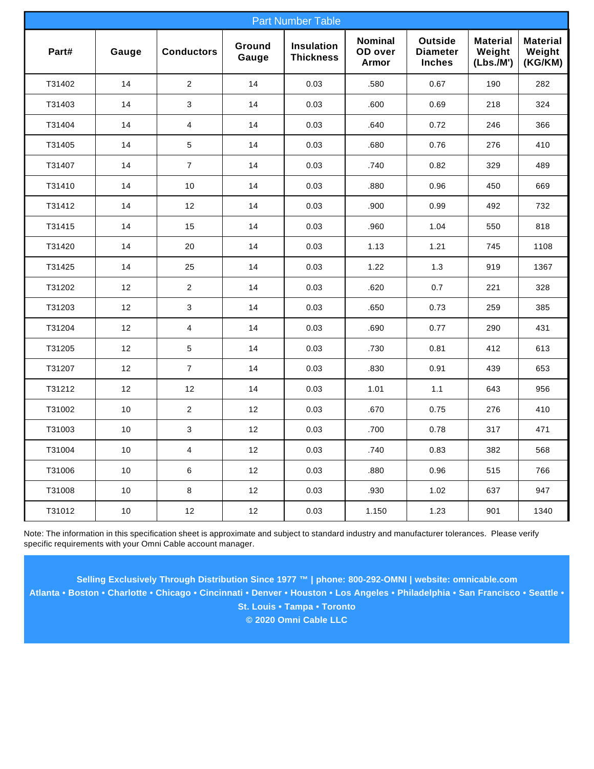| Part Number Table | | | | | | | | |
|---|---|---|---|---|---|---|---|---|
| **Part#** | **Gauge** | **Conductors** | **Ground Gauge** | **Insulation Thickness** | **Nominal OD over Armor** | **Outside Diameter Inches** | **Material Weight (Lbs./M')** | **Material Weight (KG/KM)** |
| T31402 | 14 | 2 | 14 | 0.03 | .580 | 0.67 | 190 | 282 |
| T31403 | 14 | 3 | 14 | 0.03 | .600 | 0.69 | 218 | 324 |
| T31404 | 14 | 4 | 14 | 0.03 | .640 | 0.72 | 246 | 366 |
| T31405 | 14 | 5 | 14 | 0.03 | .680 | 0.76 | 276 | 410 |
| T31407 | 14 | 7 | 14 | 0.03 | .740 | 0.82 | 329 | 489 |
| T31410 | 14 | 10 | 14 | 0.03 | .880 | 0.96 | 450 | 669 |
| T31412 | 14 | 12 | 14 | 0.03 | .900 | 0.99 | 492 | 732 |
| T31415 | 14 | 15 | 14 | 0.03 | .960 | 1.04 | 550 | 818 |
| T31420 | 14 | 20 | 14 | 0.03 | 1.13 | 1.21 | 745 | 1108 |
| T31425 | 14 | 25 | 14 | 0.03 | 1.22 | 1.3 | 919 | 1367 |
| T31202 | 12 | 2 | 14 | 0.03 | .620 | 0.7 | 221 | 328 |
| T31203 | 12 | 3 | 14 | 0.03 | .650 | 0.73 | 259 | 385 |
| T31204 | 12 | 4 | 14 | 0.03 | .690 | 0.77 | 290 | 431 |
| T31205 | 12 | 5 | 14 | 0.03 | .730 | 0.81 | 412 | 613 |
| T31207 | 12 | 7 | 14 | 0.03 | .830 | 0.91 | 439 | 653 |
| T31212 | 12 | 12 | 14 | 0.03 | 1.01 | 1.1 | 643 | 956 |
| T31002 | 10 | 2 | 12 | 0.03 | .670 | 0.75 | 276 | 410 |
| T31003 | 10 | 3 | 12 | 0.03 | .700 | 0.78 | 317 | 471 |
| T31004 | 10 | 4 | 12 | 0.03 | .740 | 0.83 | 382 | 568 |
| T31006 | 10 | 6 | 12 | 0.03 | .880 | 0.96 | 515 | 766 |
| T31008 | 10 | 8 | 12 | 0.03 | .930 | 1.02 | 637 | 947 |
| T31012 | 10 | 12 | 12 | 0.03 | 1.150 | 1.23 | 901 | 1340 |

Note: The information in this specification sheet is approximate and subject to standard industry and manufacturer tolerances. Please verify specific requirements with your Omni Cable account manager.

**Selling Exclusively Through Distribution Since 1977 ™ | phone: 800-292-OMNI | website: omnicable.com**
**Atlanta • Boston • Charlotte • Chicago • Cincinnati • Denver • Houston • Los Angeles • Philadelphia • San Francisco • Seattle • St. Louis • Tampa • Toronto**
**© 2020 Omni Cable LLC**